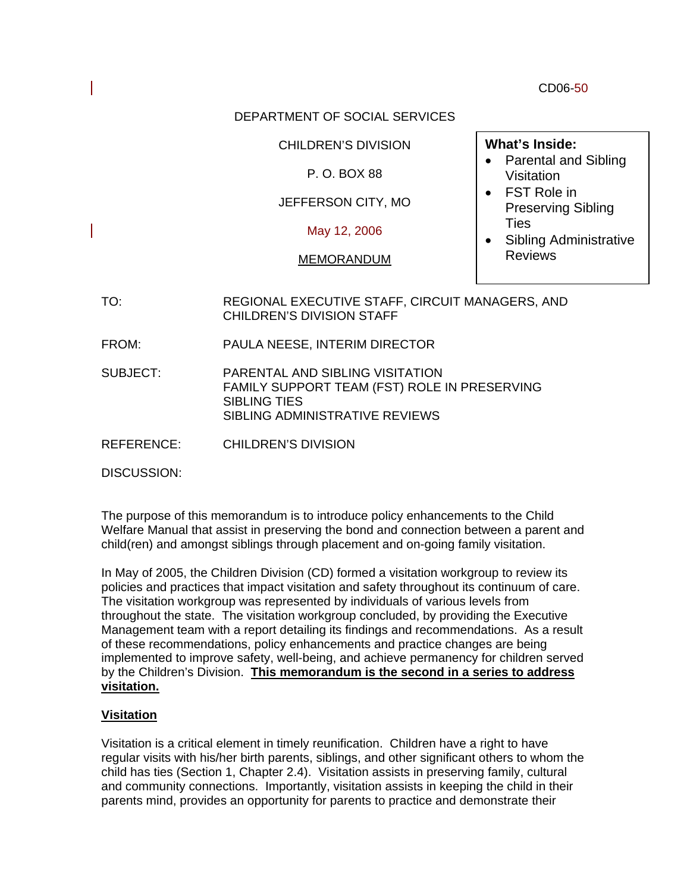CD06-50

DEPARTMENT OF SOCIAL SERVICES

CHILDREN'S DIVISION

P. O. BOX 88

JEFFERSON CITY, MO

May 12, 2006

MEMORANDUM

**What's Inside:**

- Parental and Sibling Visitation
- FST Role in Preserving Sibling Ties
- Sibling Administrative Reviews

TO: REGIONAL EXECUTIVE STAFF, CIRCUIT MANAGERS, AND CHILDREN'S DIVISION STAFF

FROM: PAULA NEESE, INTERIM DIRECTOR

SUBJECT: PARENTAL AND SIBLING VISITATION
FAMILY SUPPORT TEAM (FST) ROLE IN PRESERVING SIBLING TIES
SIBLING ADMINISTRATIVE REVIEWS

REFERENCE: CHILDREN'S DIVISION

DISCUSSION:

The purpose of this memorandum is to introduce policy enhancements to the Child Welfare Manual that assist in preserving the bond and connection between a parent and child(ren) and amongst siblings through placement and on-going family visitation.

In May of 2005, the Children Division (CD) formed a visitation workgroup to review its policies and practices that impact visitation and safety throughout its continuum of care. The visitation workgroup was represented by individuals of various levels from throughout the state. The visitation workgroup concluded, by providing the Executive Management team with a report detailing its findings and recommendations. As a result of these recommendations, policy enhancements and practice changes are being implemented to improve safety, well-being, and achieve permanency for children served by the Children's Division. **This memorandum is the second in a series to address visitation.**

**Visitation**

Visitation is a critical element in timely reunification. Children have a right to have regular visits with his/her birth parents, siblings, and other significant others to whom the child has ties (Section 1, Chapter 2.4). Visitation assists in preserving family, cultural and community connections. Importantly, visitation assists in keeping the child in their parents mind, provides an opportunity for parents to practice and demonstrate their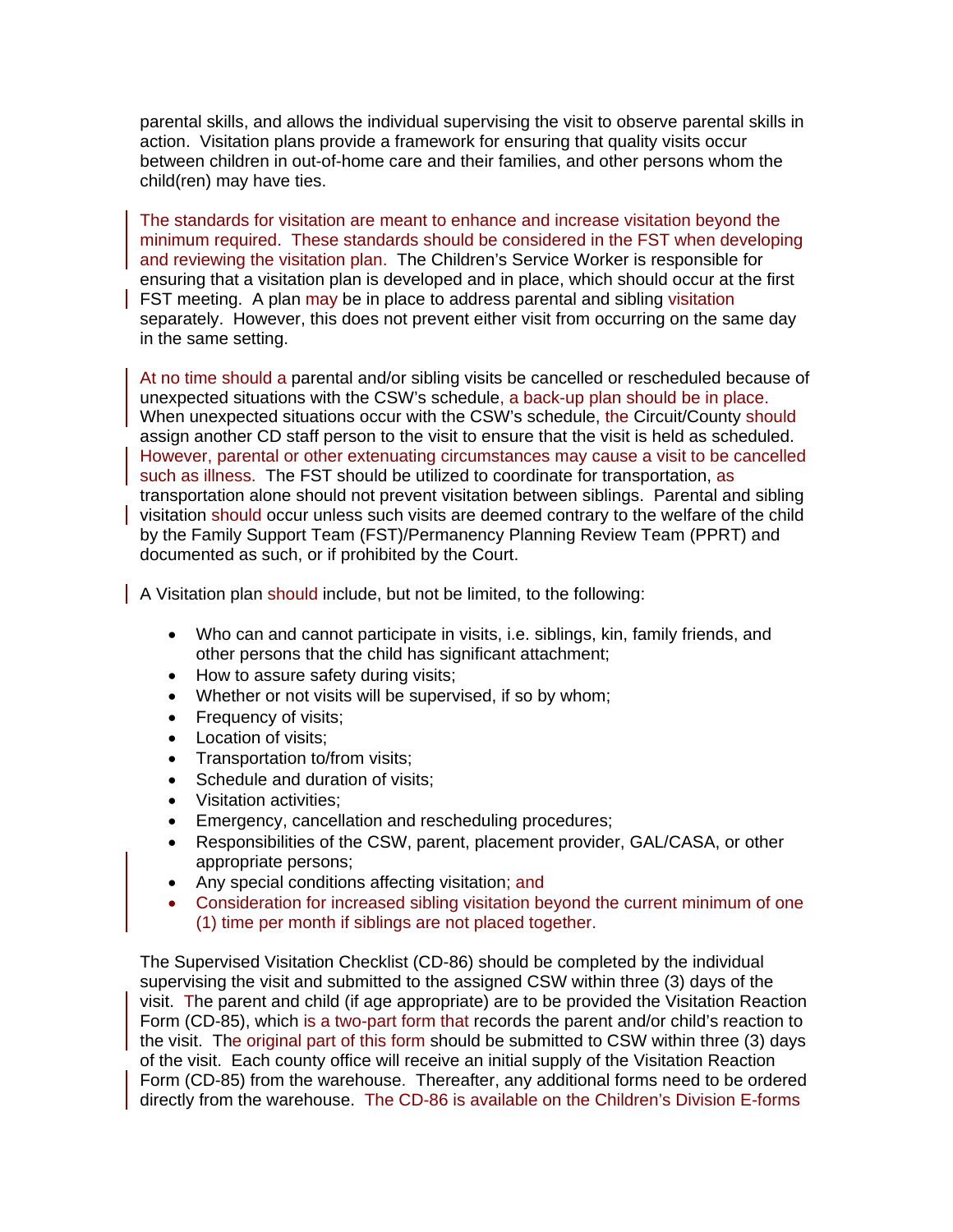parental skills, and allows the individual supervising the visit to observe parental skills in action. Visitation plans provide a framework for ensuring that quality visits occur between children in out-of-home care and their families, and other persons whom the child(ren) may have ties.

The standards for visitation are meant to enhance and increase visitation beyond the minimum required. These standards should be considered in the FST when developing and reviewing the visitation plan. The Children's Service Worker is responsible for ensuring that a visitation plan is developed and in place, which should occur at the first FST meeting. A plan may be in place to address parental and sibling visitation separately. However, this does not prevent either visit from occurring on the same day in the same setting.

At no time should a parental and/or sibling visits be cancelled or rescheduled because of unexpected situations with the CSW's schedule, a back-up plan should be in place. When unexpected situations occur with the CSW's schedule, the Circuit/County should assign another CD staff person to the visit to ensure that the visit is held as scheduled. However, parental or other extenuating circumstances may cause a visit to be cancelled such as illness. The FST should be utilized to coordinate for transportation, as transportation alone should not prevent visitation between siblings. Parental and sibling visitation should occur unless such visits are deemed contrary to the welfare of the child by the Family Support Team (FST)/Permanency Planning Review Team (PPRT) and documented as such, or if prohibited by the Court.

A Visitation plan should include, but not be limited, to the following:

- Who can and cannot participate in visits, i.e. siblings, kin, family friends, and other persons that the child has significant attachment;
- How to assure safety during visits;
- Whether or not visits will be supervised, if so by whom;
- Frequency of visits;
- Location of visits;
- Transportation to/from visits;
- Schedule and duration of visits;
- Visitation activities;
- Emergency, cancellation and rescheduling procedures;
- Responsibilities of the CSW, parent, placement provider, GAL/CASA, or other appropriate persons;
- Any special conditions affecting visitation; and
- Consideration for increased sibling visitation beyond the current minimum of one (1) time per month if siblings are not placed together.

The Supervised Visitation Checklist (CD-86) should be completed by the individual supervising the visit and submitted to the assigned CSW within three (3) days of the visit. The parent and child (if age appropriate) are to be provided the Visitation Reaction Form (CD-85), which is a two-part form that records the parent and/or child's reaction to the visit. The original part of this form should be submitted to CSW within three (3) days of the visit. Each county office will receive an initial supply of the Visitation Reaction Form (CD-85) from the warehouse. Thereafter, any additional forms need to be ordered directly from the warehouse. The CD-86 is available on the Children's Division E-forms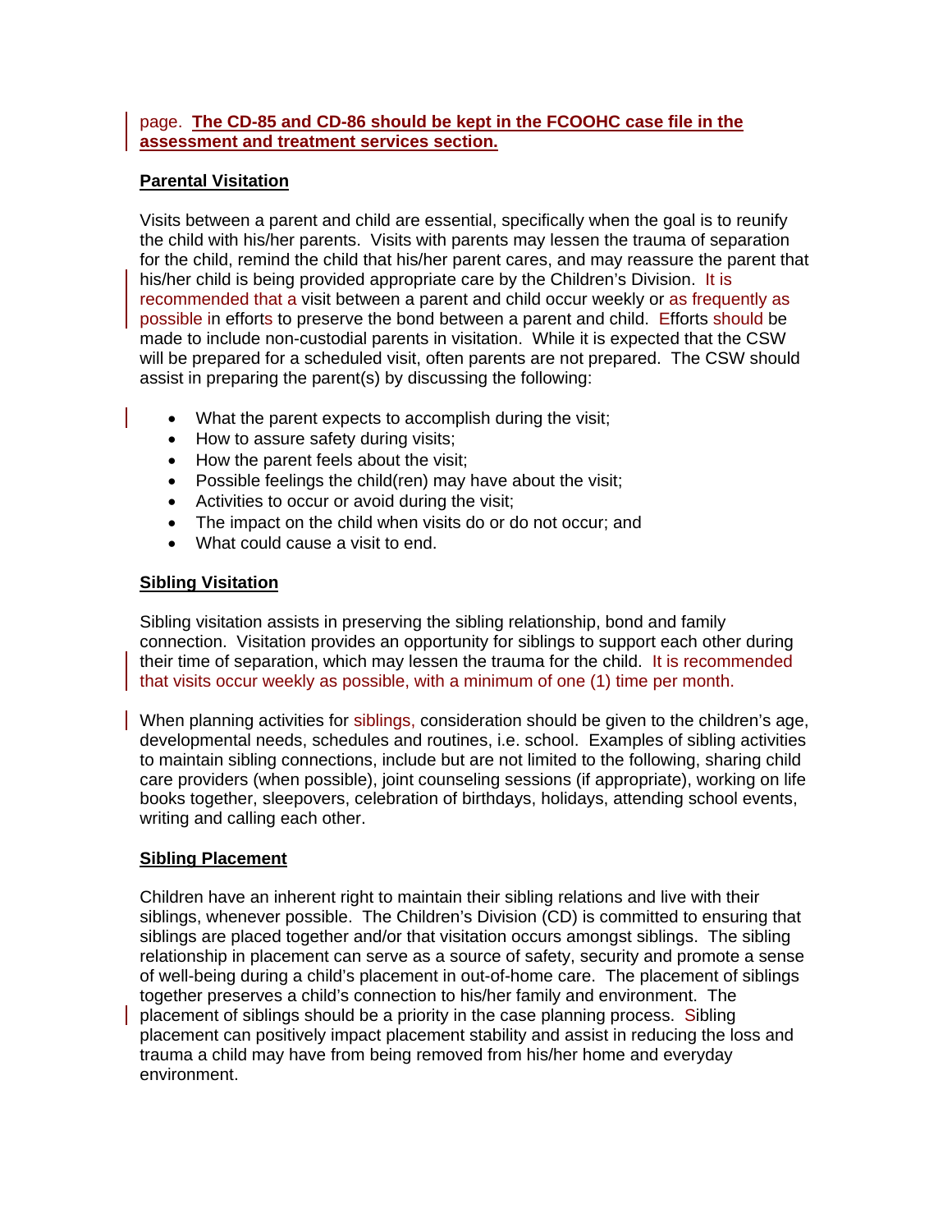page. **The CD-85 and CD-86 should be kept in the FCOOHC case file in the assessment and treatment services section.**

**Parental Visitation**

Visits between a parent and child are essential, specifically when the goal is to reunify the child with his/her parents. Visits with parents may lessen the trauma of separation for the child, remind the child that his/her parent cares, and may reassure the parent that his/her child is being provided appropriate care by the Children's Division. It is recommended that a visit between a parent and child occur weekly or as frequently as possible in efforts to preserve the bond between a parent and child. Efforts should be made to include non-custodial parents in visitation. While it is expected that the CSW will be prepared for a scheduled visit, often parents are not prepared. The CSW should assist in preparing the parent(s) by discussing the following:

- What the parent expects to accomplish during the visit;
- How to assure safety during visits;
- How the parent feels about the visit;
- Possible feelings the child(ren) may have about the visit;
- Activities to occur or avoid during the visit;
- The impact on the child when visits do or do not occur; and
- What could cause a visit to end.

**Sibling Visitation**

Sibling visitation assists in preserving the sibling relationship, bond and family connection. Visitation provides an opportunity for siblings to support each other during their time of separation, which may lessen the trauma for the child. It is recommended that visits occur weekly as possible, with a minimum of one (1) time per month.

When planning activities for siblings, consideration should be given to the children's age, developmental needs, schedules and routines, i.e. school. Examples of sibling activities to maintain sibling connections, include but are not limited to the following, sharing child care providers (when possible), joint counseling sessions (if appropriate), working on life books together, sleepovers, celebration of birthdays, holidays, attending school events, writing and calling each other.

**Sibling Placement**

Children have an inherent right to maintain their sibling relations and live with their siblings, whenever possible. The Children's Division (CD) is committed to ensuring that siblings are placed together and/or that visitation occurs amongst siblings. The sibling relationship in placement can serve as a source of safety, security and promote a sense of well-being during a child's placement in out-of-home care. The placement of siblings together preserves a child's connection to his/her family and environment. The placement of siblings should be a priority in the case planning process. Sibling placement can positively impact placement stability and assist in reducing the loss and trauma a child may have from being removed from his/her home and everyday environment.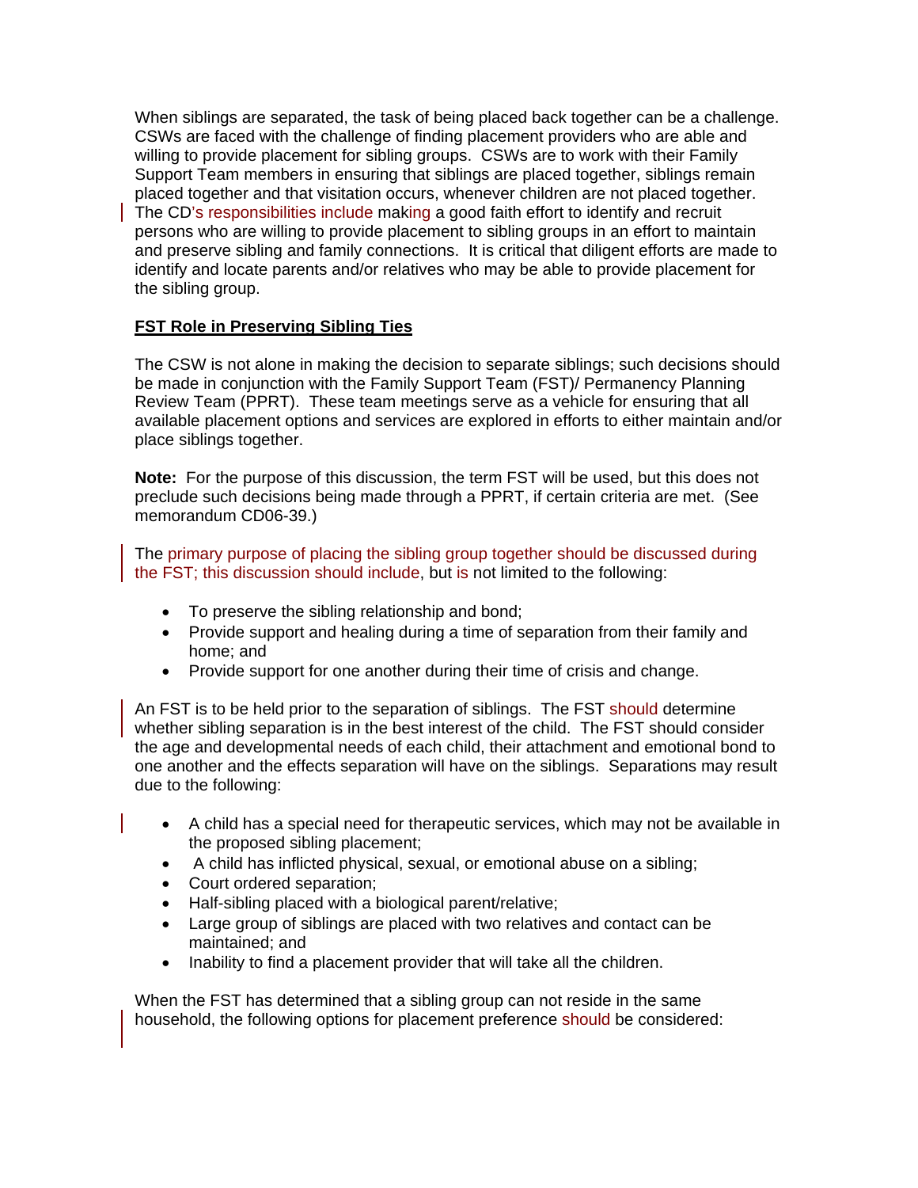When siblings are separated, the task of being placed back together can be a challenge. CSWs are faced with the challenge of finding placement providers who are able and willing to provide placement for sibling groups. CSWs are to work with their Family Support Team members in ensuring that siblings are placed together, siblings remain placed together and that visitation occurs, whenever children are not placed together. The CD's responsibilities include making a good faith effort to identify and recruit persons who are willing to provide placement to sibling groups in an effort to maintain and preserve sibling and family connections. It is critical that diligent efforts are made to identify and locate parents and/or relatives who may be able to provide placement for the sibling group.

**FST Role in Preserving Sibling Ties**

The CSW is not alone in making the decision to separate siblings; such decisions should be made in conjunction with the Family Support Team (FST)/ Permanency Planning Review Team (PPRT). These team meetings serve as a vehicle for ensuring that all available placement options and services are explored in efforts to either maintain and/or place siblings together.

**Note:** For the purpose of this discussion, the term FST will be used, but this does not preclude such decisions being made through a PPRT, if certain criteria are met. (See memorandum CD06-39.)

The primary purpose of placing the sibling group together should be discussed during the FST; this discussion should include, but is not limited to the following:

- To preserve the sibling relationship and bond;
- Provide support and healing during a time of separation from their family and home; and
- Provide support for one another during their time of crisis and change.

An FST is to be held prior to the separation of siblings. The FST should determine whether sibling separation is in the best interest of the child. The FST should consider the age and developmental needs of each child, their attachment and emotional bond to one another and the effects separation will have on the siblings. Separations may result due to the following:

- A child has a special need for therapeutic services, which may not be available in the proposed sibling placement;
- A child has inflicted physical, sexual, or emotional abuse on a sibling;
- Court ordered separation;
- Half-sibling placed with a biological parent/relative;
- Large group of siblings are placed with two relatives and contact can be maintained; and
- Inability to find a placement provider that will take all the children.

When the FST has determined that a sibling group can not reside in the same household, the following options for placement preference should be considered: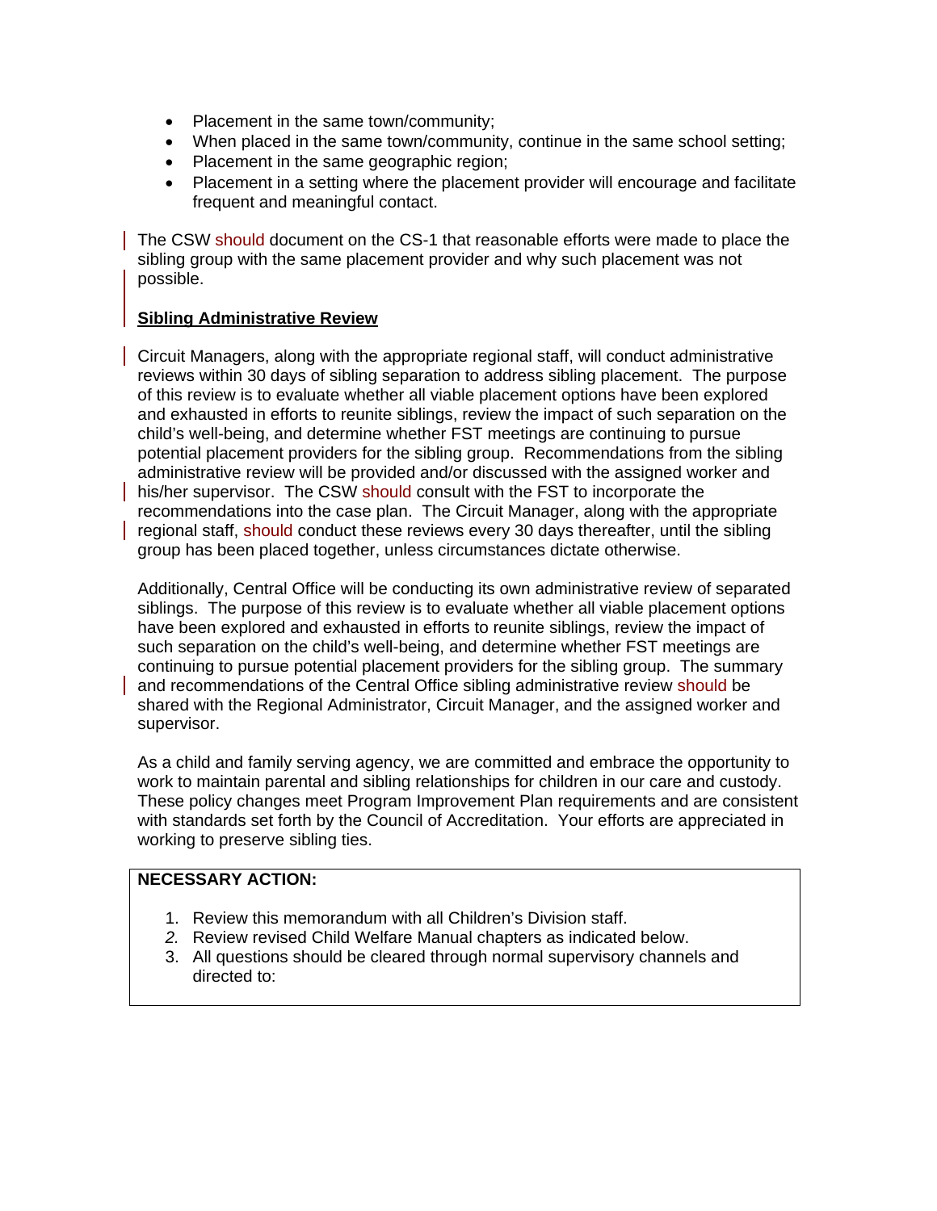- Placement in the same town/community;
- When placed in the same town/community, continue in the same school setting;
- Placement in the same geographic region;
- Placement in a setting where the placement provider will encourage and facilitate frequent and meaningful contact.

The CSW should document on the CS-1 that reasonable efforts were made to place the sibling group with the same placement provider and why such placement was not possible.

**Sibling Administrative Review**

Circuit Managers, along with the appropriate regional staff, will conduct administrative reviews within 30 days of sibling separation to address sibling placement. The purpose of this review is to evaluate whether all viable placement options have been explored and exhausted in efforts to reunite siblings, review the impact of such separation on the child's well-being, and determine whether FST meetings are continuing to pursue potential placement providers for the sibling group. Recommendations from the sibling administrative review will be provided and/or discussed with the assigned worker and his/her supervisor. The CSW should consult with the FST to incorporate the recommendations into the case plan. The Circuit Manager, along with the appropriate regional staff, should conduct these reviews every 30 days thereafter, until the sibling group has been placed together, unless circumstances dictate otherwise.

Additionally, Central Office will be conducting its own administrative review of separated siblings. The purpose of this review is to evaluate whether all viable placement options have been explored and exhausted in efforts to reunite siblings, review the impact of such separation on the child's well-being, and determine whether FST meetings are continuing to pursue potential placement providers for the sibling group. The summary and recommendations of the Central Office sibling administrative review should be shared with the Regional Administrator, Circuit Manager, and the assigned worker and supervisor.

As a child and family serving agency, we are committed and embrace the opportunity to work to maintain parental and sibling relationships for children in our care and custody. These policy changes meet Program Improvement Plan requirements and are consistent with standards set forth by the Council of Accreditation. Your efforts are appreciated in working to preserve sibling ties.

**NECESSARY ACTION:**

1. Review this memorandum with all Children's Division staff.
2. Review revised Child Welfare Manual chapters as indicated below.
3. All questions should be cleared through normal supervisory channels and directed to: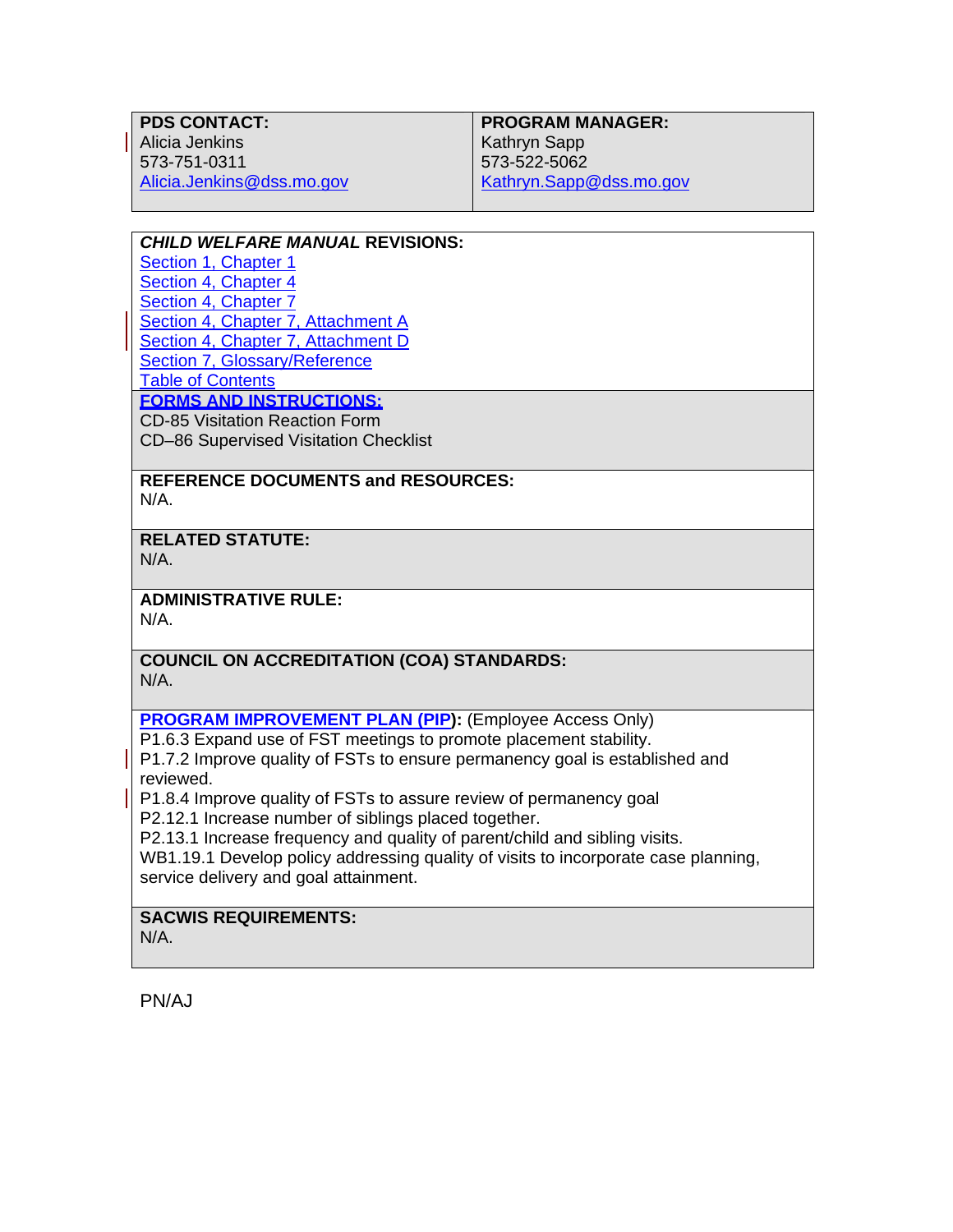| PDS CONTACT: | PROGRAM MANAGER: |
| --- | --- |
| Alicia Jenkins<br>573-751-0311<br>Alicia.Jenkins@dss.mo.gov | Kathryn Sapp<br>573-522-5062<br>Kathryn.Sapp@dss.mo.gov |

***CHILD WELFARE MANUAL* REVISIONS:**
Section 1, Chapter 1
Section 4, Chapter 4
Section 4, Chapter 7
Section 4, Chapter 7, Attachment A
Section 4, Chapter 7, Attachment D
Section 7, Glossary/Reference
Table of Contents

**FORMS AND INSTRUCTIONS:**
CD-85 Visitation Reaction Form
CD–86 Supervised Visitation Checklist

**REFERENCE DOCUMENTS and RESOURCES:**
N/A.

**RELATED STATUTE:**
N/A.

**ADMINISTRATIVE RULE:**
N/A.

**COUNCIL ON ACCREDITATION (COA) STANDARDS:**
N/A.

**PROGRAM IMPROVEMENT PLAN (PIP):** (Employee Access Only)
P1.6.3 Expand use of FST meetings to promote placement stability.
P1.7.2 Improve quality of FSTs to ensure permanency goal is established and reviewed.
P1.8.4 Improve quality of FSTs to assure review of permanency goal
P2.12.1 Increase number of siblings placed together.
P2.13.1 Increase frequency and quality of parent/child and sibling visits.
WB1.19.1 Develop policy addressing quality of visits to incorporate case planning, service delivery and goal attainment.

**SACWIS REQUIREMENTS:**
N/A.

PN/AJ